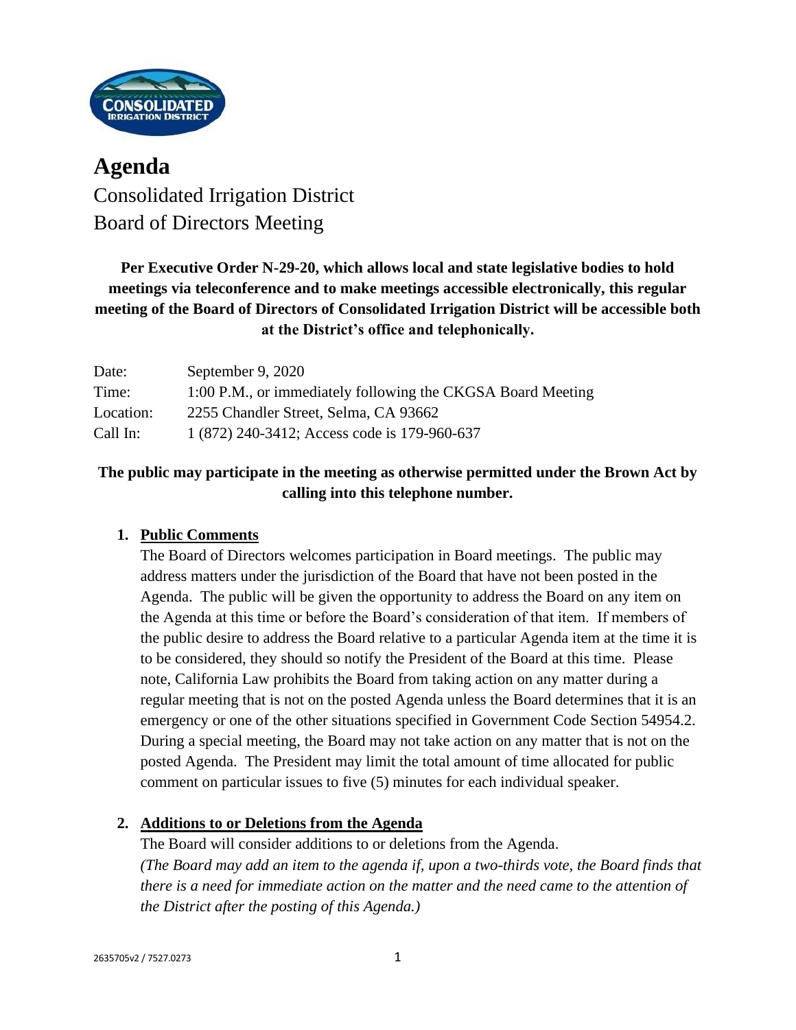# Agenda

Consolidated Irrigation District
Board of Directors Meeting

**Per Executive Order N-29-20, which allows local and state legislative bodies to hold meetings via teleconference and to make meetings accessible electronically, this regular meeting of the Board of Directors of Consolidated Irrigation District will be accessible both at the District's office and telephonically.**

| | |
|---|---|
| Date: | September 9, 2020 |
| Time: | 1:00 P.M., or immediately following the CKGSA Board Meeting |
| Location: | 2255 Chandler Street, Selma, CA 93662 |
| Call In: | 1 (872) 240-3412; Access code is 179-960-637 |

**The public may participate in the meeting as otherwise permitted under the Brown Act by calling into this telephone number.**

1. **Public Comments**

   The Board of Directors welcomes participation in Board meetings. The public may address matters under the jurisdiction of the Board that have not been posted in the Agenda. The public will be given the opportunity to address the Board on any item on the Agenda at this time or before the Board's consideration of that item. If members of the public desire to address the Board relative to a particular Agenda item at the time it is to be considered, they should so notify the President of the Board at this time. Please note, California Law prohibits the Board from taking action on any matter during a regular meeting that is not on the posted Agenda unless the Board determines that it is an emergency or one of the other situations specified in Government Code Section 54954.2. During a special meeting, the Board may not take action on any matter that is not on the posted Agenda. The President may limit the total amount of time allocated for public comment on particular issues to five (5) minutes for each individual speaker.

2. **Additions to or Deletions from the Agenda**

   The Board will consider additions to or deletions from the Agenda.
   *(The Board may add an item to the agenda if, upon a two-thirds vote, the Board finds that there is a need for immediate action on the matter and the need came to the attention of the District after the posting of this Agenda.)*

2635705v2 / 7527.0273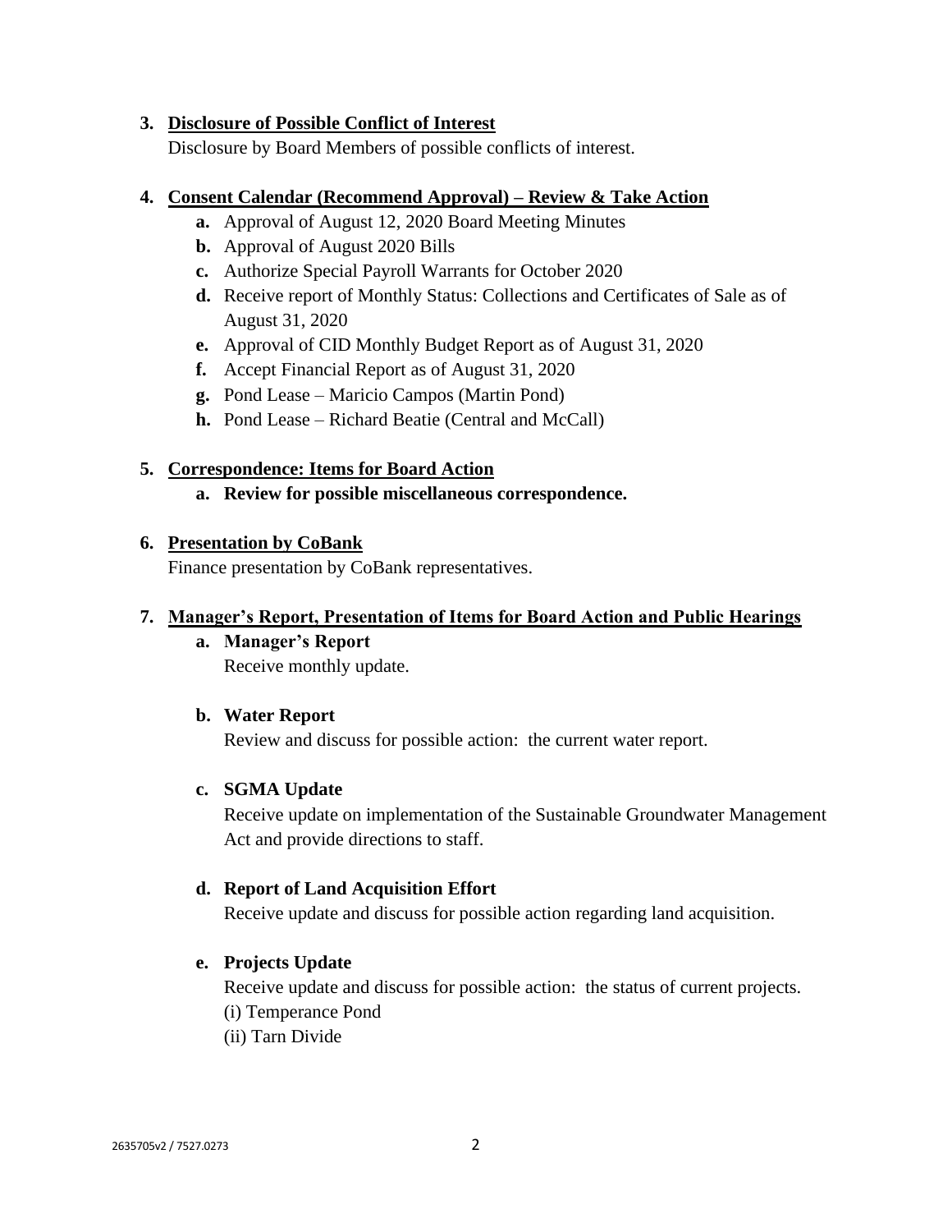3. **Disclosure of Possible Conflict of Interest**

   Disclosure by Board Members of possible conflicts of interest.

4. **Consent Calendar (Recommend Approval) – Review & Take Action**
   - **a.** Approval of August 12, 2020 Board Meeting Minutes
   - **b.** Approval of August 2020 Bills
   - **c.** Authorize Special Payroll Warrants for October 2020
   - **d.** Receive report of Monthly Status: Collections and Certificates of Sale as of August 31, 2020
   - **e.** Approval of CID Monthly Budget Report as of August 31, 2020
   - **f.** Accept Financial Report as of August 31, 2020
   - **g.** Pond Lease – Maricio Campos (Martin Pond)
   - **h.** Pond Lease – Richard Beatie (Central and McCall)

5. **Correspondence: Items for Board Action**
   - **a. Review for possible miscellaneous correspondence.**

6. **Presentation by CoBank**

   Finance presentation by CoBank representatives.

7. **Manager's Report, Presentation of Items for Board Action and Public Hearings**
   - **a. Manager's Report**

     Receive monthly update.

   - **b. Water Report**

     Review and discuss for possible action: the current water report.

   - **c. SGMA Update**

     Receive update on implementation of the Sustainable Groundwater Management Act and provide directions to staff.

   - **d. Report of Land Acquisition Effort**

     Receive update and discuss for possible action regarding land acquisition.

   - **e. Projects Update**

     Receive update and discuss for possible action: the status of current projects.

     (i) Temperance Pond

     (ii) Tarn Divide

2635705v2 / 7527.0273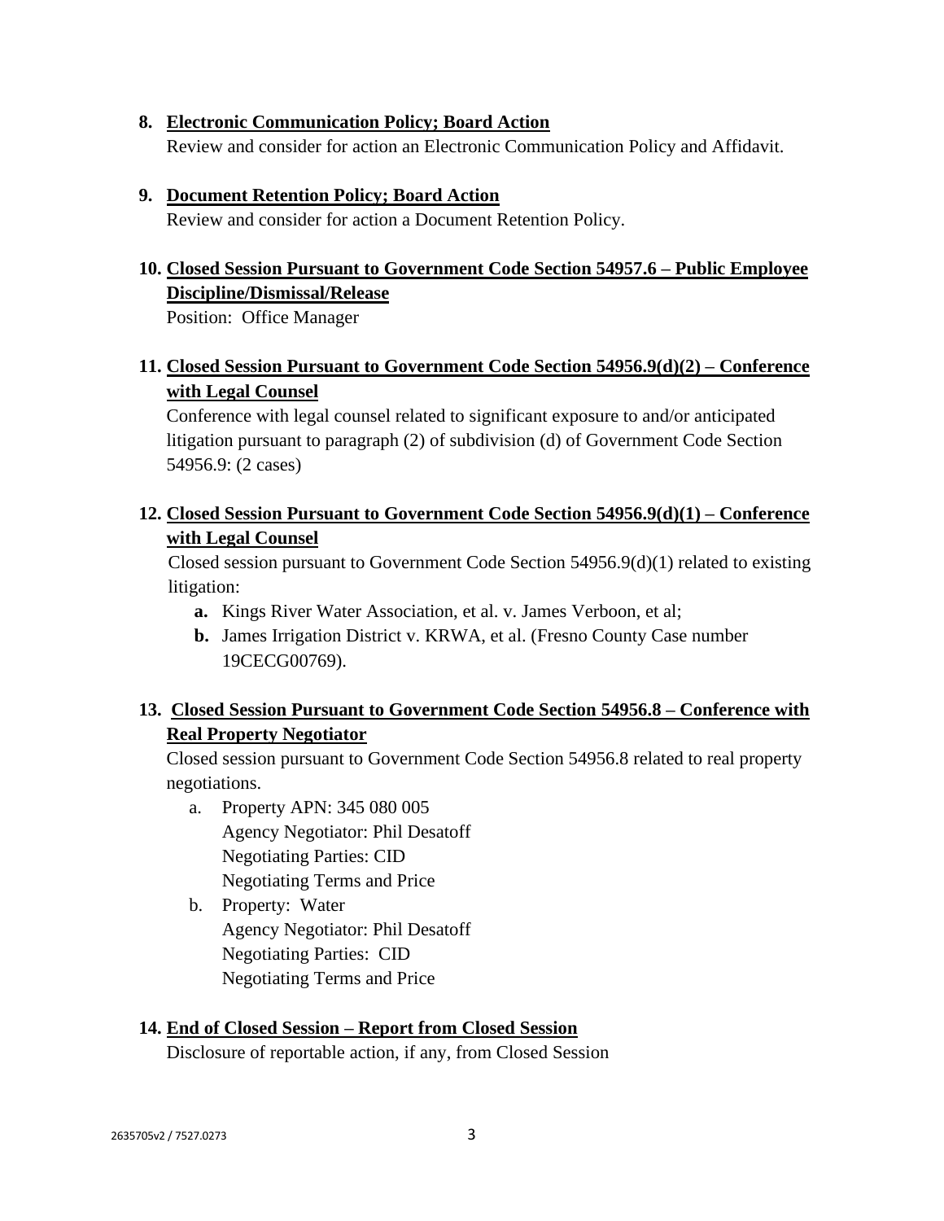8. **Electronic Communication Policy; Board Action**
   Review and consider for action an Electronic Communication Policy and Affidavit.

9. **Document Retention Policy; Board Action**
   Review and consider for action a Document Retention Policy.

10. **Closed Session Pursuant to Government Code Section 54957.6 – Public Employee Discipline/Dismissal/Release**
    Position: Office Manager

11. **Closed Session Pursuant to Government Code Section 54956.9(d)(2) – Conference with Legal Counsel**
    Conference with legal counsel related to significant exposure to and/or anticipated litigation pursuant to paragraph (2) of subdivision (d) of Government Code Section 54956.9: (2 cases)

12. **Closed Session Pursuant to Government Code Section 54956.9(d)(1) – Conference with Legal Counsel**
    Closed session pursuant to Government Code Section 54956.9(d)(1) related to existing litigation:
    - **a.** Kings River Water Association, et al. v. James Verboon, et al;
    - **b.** James Irrigation District v. KRWA, et al. (Fresno County Case number 19CECG00769).

13. **Closed Session Pursuant to Government Code Section 54956.8 – Conference with Real Property Negotiator**
    Closed session pursuant to Government Code Section 54956.8 related to real property negotiations.
    - a. Property APN: 345 080 005
      Agency Negotiator: Phil Desatoff
      Negotiating Parties: CID
      Negotiating Terms and Price
    - b. Property: Water
      Agency Negotiator: Phil Desatoff
      Negotiating Parties: CID
      Negotiating Terms and Price

14. **End of Closed Session – Report from Closed Session**
    Disclosure of reportable action, if any, from Closed Session

2635705v2 / 7527.0273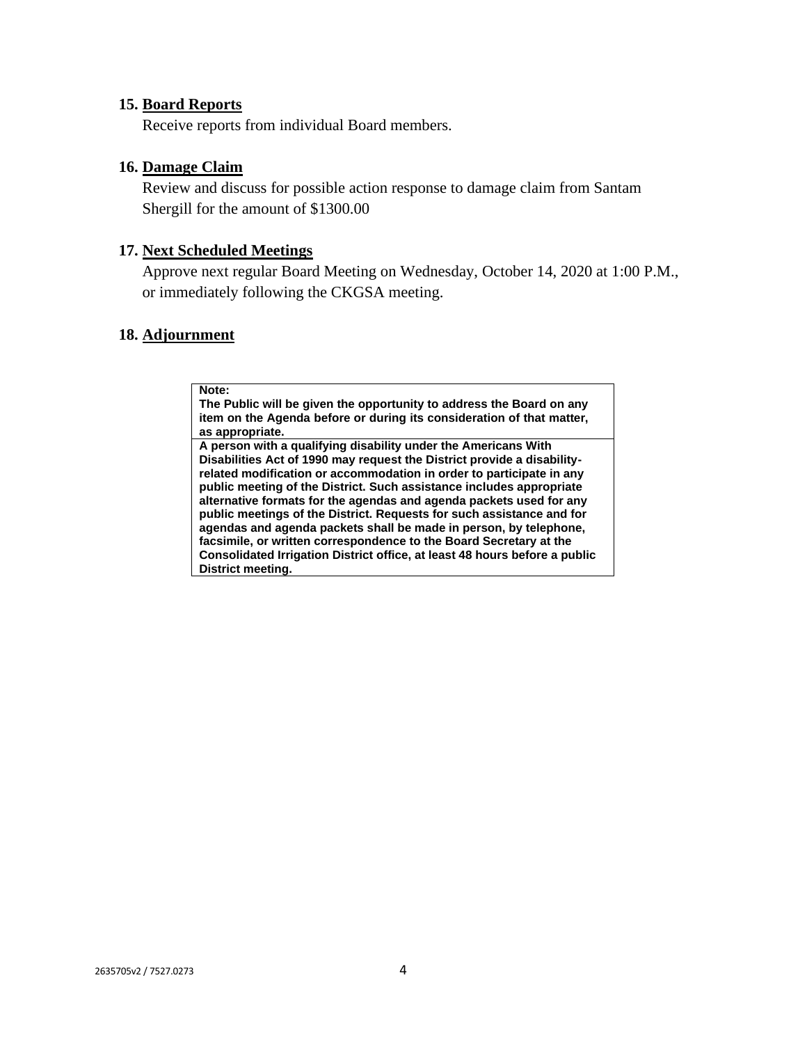**15. <u>Board Reports</u>**

Receive reports from individual Board members.

**16. <u>Damage Claim</u>**

Review and discuss for possible action response to damage claim from Santam Shergill for the amount of $1300.00

**17. <u>Next Scheduled Meetings</u>**

Approve next regular Board Meeting on Wednesday, October 14, 2020 at 1:00 P.M., or immediately following the CKGSA meeting.

**18. <u>Adjournment</u>**

| |
|---|
| **Note:**<br>**The Public will be given the opportunity to address the Board on any item on the Agenda before or during its consideration of that matter, as appropriate.** |
| **A person with a qualifying disability under the Americans With Disabilities Act of 1990 may request the District provide a disability-related modification or accommodation in order to participate in any public meeting of the District. Such assistance includes appropriate alternative formats for the agendas and agenda packets used for any public meetings of the District. Requests for such assistance and for agendas and agenda packets shall be made in person, by telephone, facsimile, or written correspondence to the Board Secretary at the Consolidated Irrigation District office, at least 48 hours before a public District meeting.** |

2635705v2 / 7527.0273